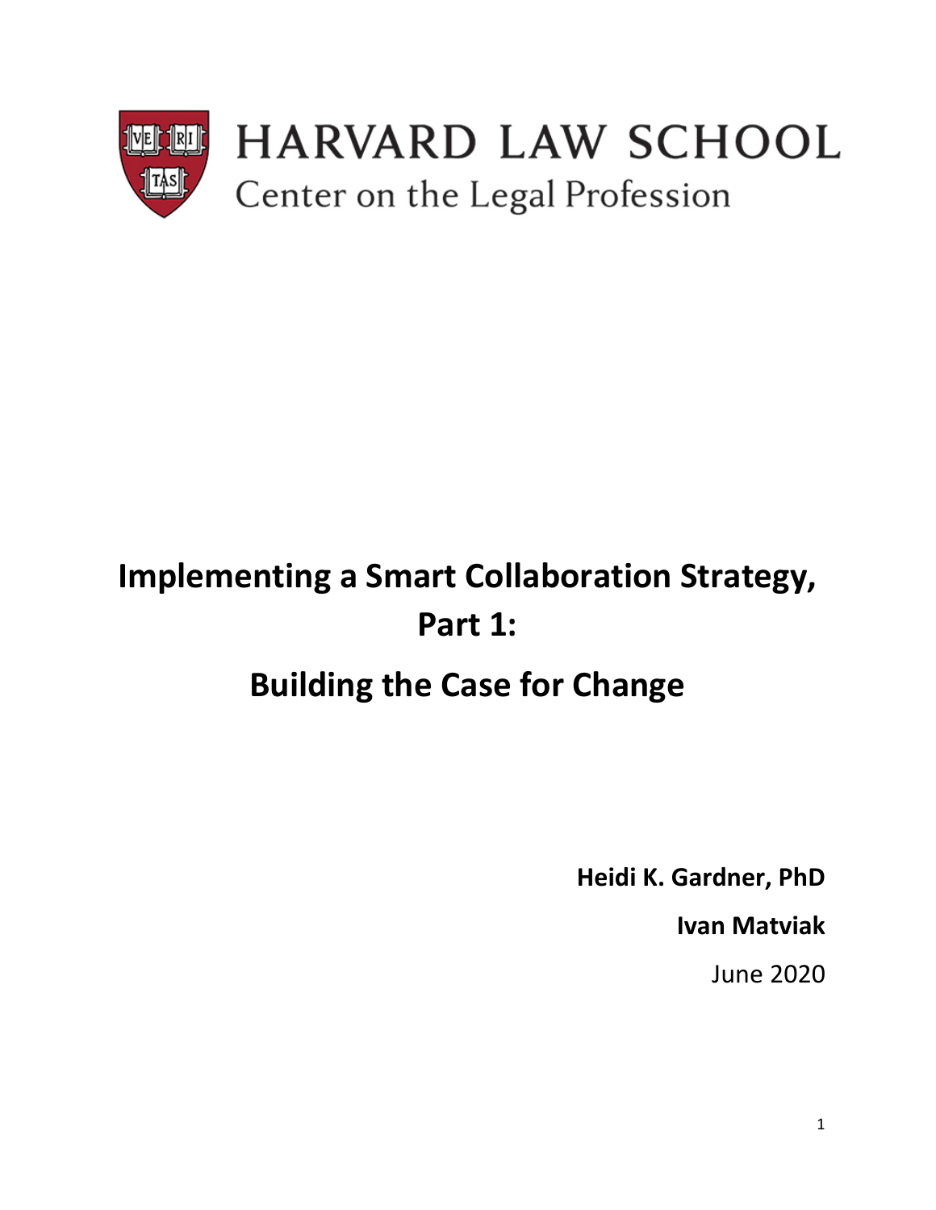HARVARD LAW SCHOOL

Center on the Legal Profession

# Implementing a Smart Collaboration Strategy, Part 1:

# Building the Case for Change

**Heidi K. Gardner, PhD**

**Ivan Matviak**

June 2020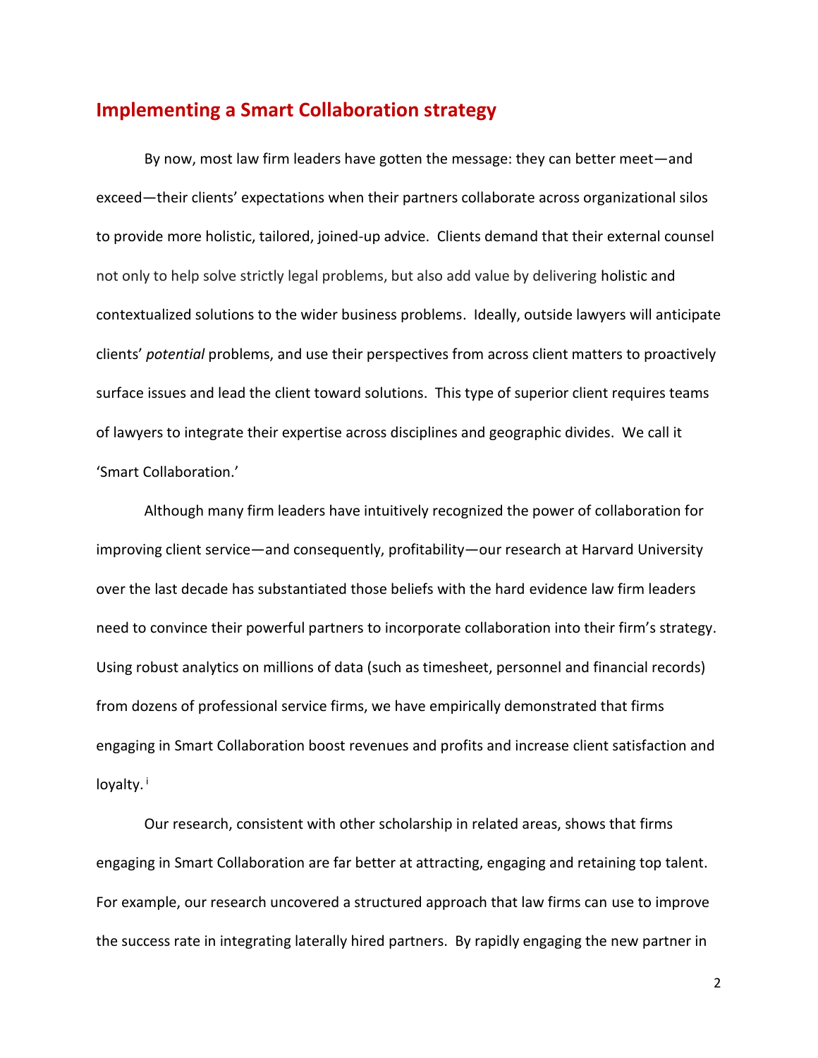## Implementing a Smart Collaboration strategy

By now, most law firm leaders have gotten the message: they can better meet—and exceed—their clients' expectations when their partners collaborate across organizational silos to provide more holistic, tailored, joined-up advice. Clients demand that their external counsel not only to help solve strictly legal problems, but also add value by delivering holistic and contextualized solutions to the wider business problems. Ideally, outside lawyers will anticipate clients' *potential* problems, and use their perspectives from across client matters to proactively surface issues and lead the client toward solutions. This type of superior client requires teams of lawyers to integrate their expertise across disciplines and geographic divides. We call it 'Smart Collaboration.'

Although many firm leaders have intuitively recognized the power of collaboration for improving client service—and consequently, profitability—our research at Harvard University over the last decade has substantiated those beliefs with the hard evidence law firm leaders need to convince their powerful partners to incorporate collaboration into their firm's strategy. Using robust analytics on millions of data (such as timesheet, personnel and financial records) from dozens of professional service firms, we have empirically demonstrated that firms engaging in Smart Collaboration boost revenues and profits and increase client satisfaction and loyalty.[i]

Our research, consistent with other scholarship in related areas, shows that firms engaging in Smart Collaboration are far better at attracting, engaging and retaining top talent. For example, our research uncovered a structured approach that law firms can use to improve the success rate in integrating laterally hired partners. By rapidly engaging the new partner in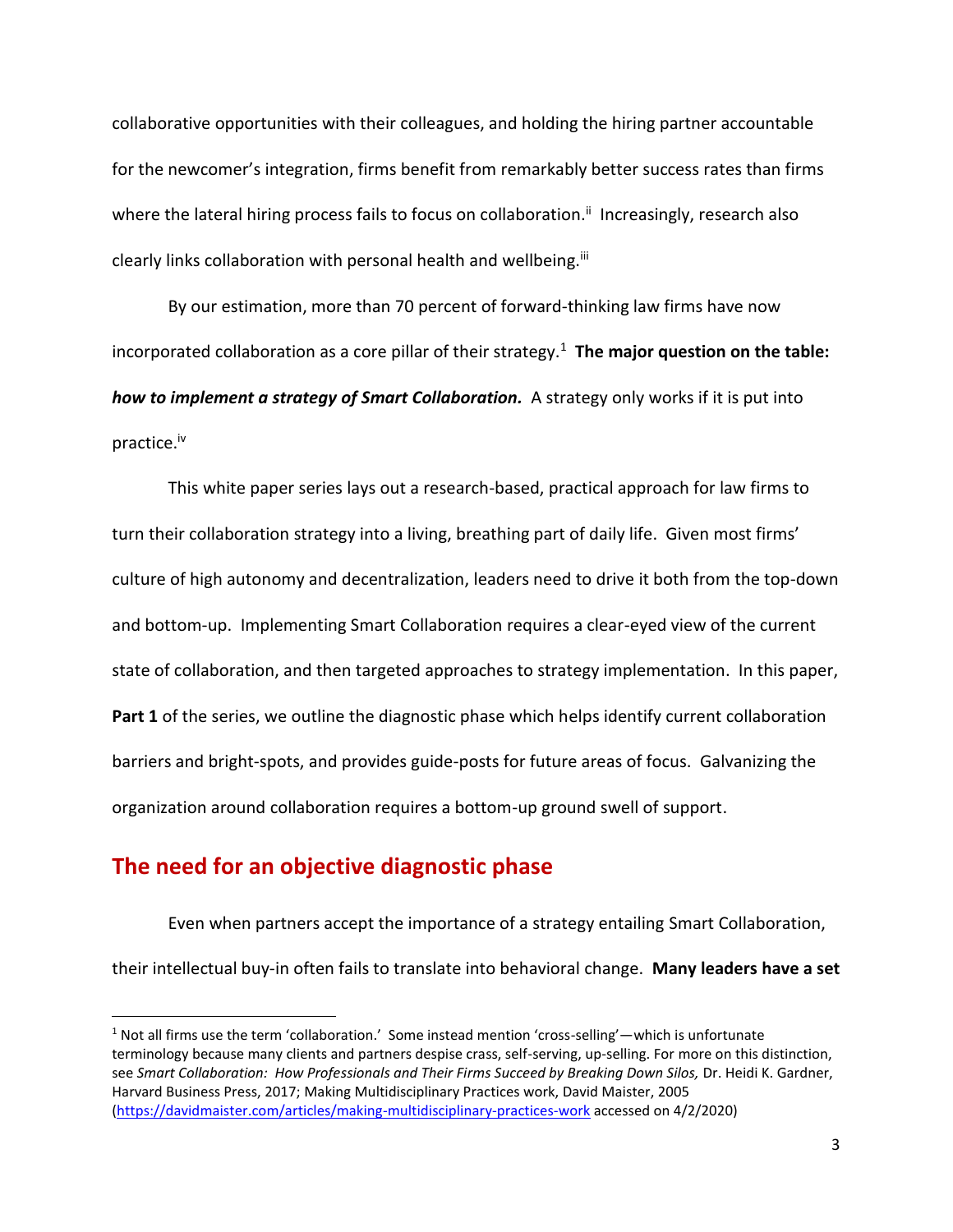collaborative opportunities with their colleagues, and holding the hiring partner accountable for the newcomer's integration, firms benefit from remarkably better success rates than firms where the lateral hiring process fails to focus on collaboration.[ii] Increasingly, research also clearly links collaboration with personal health and wellbeing.[iii]

By our estimation, more than 70 percent of forward-thinking law firms have now incorporated collaboration as a core pillar of their strategy.[1] **The major question on the table: *how to implement a strategy of Smart Collaboration.*** A strategy only works if it is put into practice.[iv]

This white paper series lays out a research-based, practical approach for law firms to turn their collaboration strategy into a living, breathing part of daily life. Given most firms' culture of high autonomy and decentralization, leaders need to drive it both from the top-down and bottom-up. Implementing Smart Collaboration requires a clear-eyed view of the current state of collaboration, and then targeted approaches to strategy implementation. In this paper, **Part 1** of the series, we outline the diagnostic phase which helps identify current collaboration barriers and bright-spots, and provides guide-posts for future areas of focus. Galvanizing the organization around collaboration requires a bottom-up ground swell of support.

## The need for an objective diagnostic phase

Even when partners accept the importance of a strategy entailing Smart Collaboration, their intellectual buy-in often fails to translate into behavioral change. **Many leaders have a set**

---

[1] Not all firms use the term 'collaboration.' Some instead mention 'cross-selling'—which is unfortunate terminology because many clients and partners despise crass, self-serving, up-selling. For more on this distinction, see *Smart Collaboration: How Professionals and Their Firms Succeed by Breaking Down Silos,* Dr. Heidi K. Gardner, Harvard Business Press, 2017; Making Multidisciplinary Practices work, David Maister, 2005 (https://davidmaister.com/articles/making-multidisciplinary-practices-work accessed on 4/2/2020)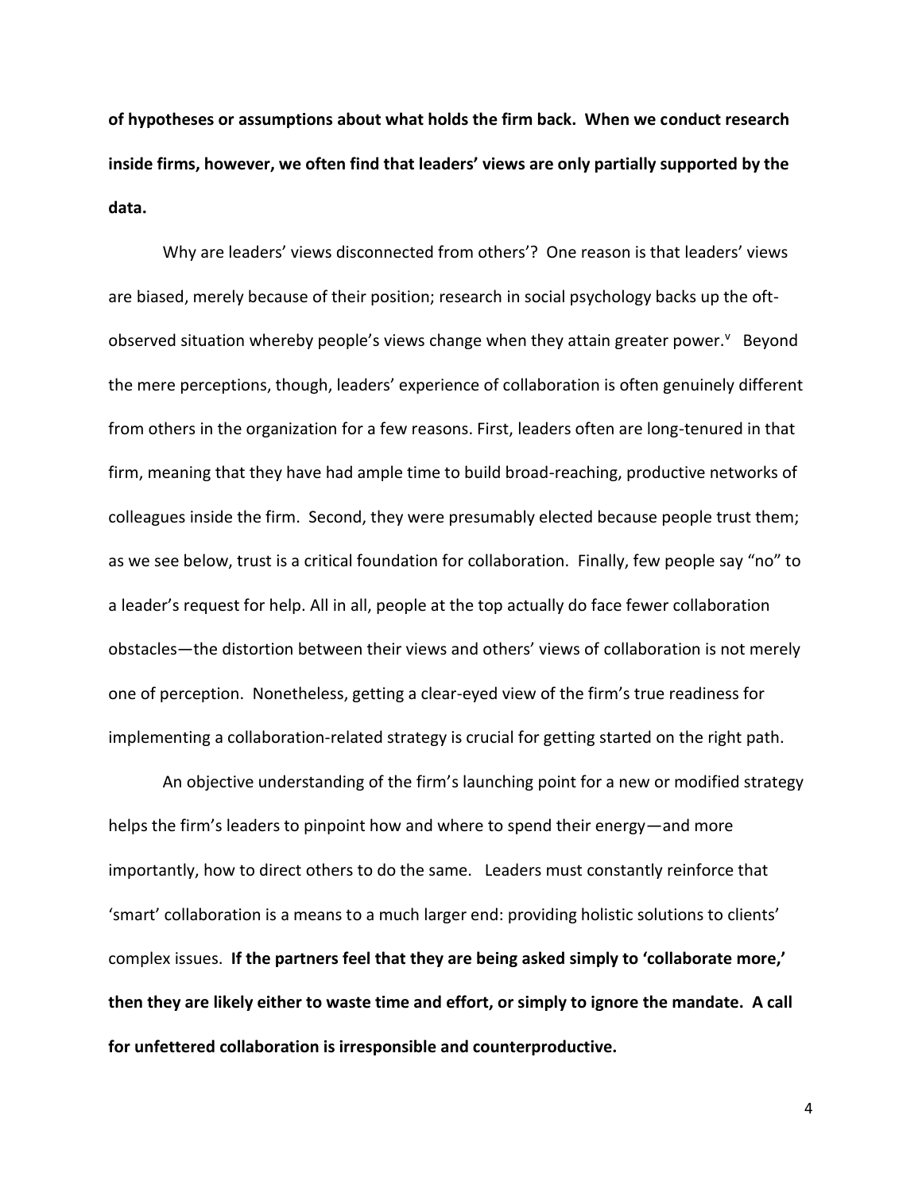**of hypotheses or assumptions about what holds the firm back. When we conduct research inside firms, however, we often find that leaders' views are only partially supported by the data.**

Why are leaders' views disconnected from others'? One reason is that leaders' views are biased, merely because of their position; research in social psychology backs up the oft-observed situation whereby people's views change when they attain greater power.[v] Beyond the mere perceptions, though, leaders' experience of collaboration is often genuinely different from others in the organization for a few reasons. First, leaders often are long-tenured in that firm, meaning that they have had ample time to build broad-reaching, productive networks of colleagues inside the firm. Second, they were presumably elected because people trust them; as we see below, trust is a critical foundation for collaboration. Finally, few people say "no" to a leader's request for help. All in all, people at the top actually do face fewer collaboration obstacles—the distortion between their views and others' views of collaboration is not merely one of perception. Nonetheless, getting a clear-eyed view of the firm's true readiness for implementing a collaboration-related strategy is crucial for getting started on the right path.

An objective understanding of the firm's launching point for a new or modified strategy helps the firm's leaders to pinpoint how and where to spend their energy—and more importantly, how to direct others to do the same. Leaders must constantly reinforce that 'smart' collaboration is a means to a much larger end: providing holistic solutions to clients' complex issues. **If the partners feel that they are being asked simply to 'collaborate more,' then they are likely either to waste time and effort, or simply to ignore the mandate. A call for unfettered collaboration is irresponsible and counterproductive.**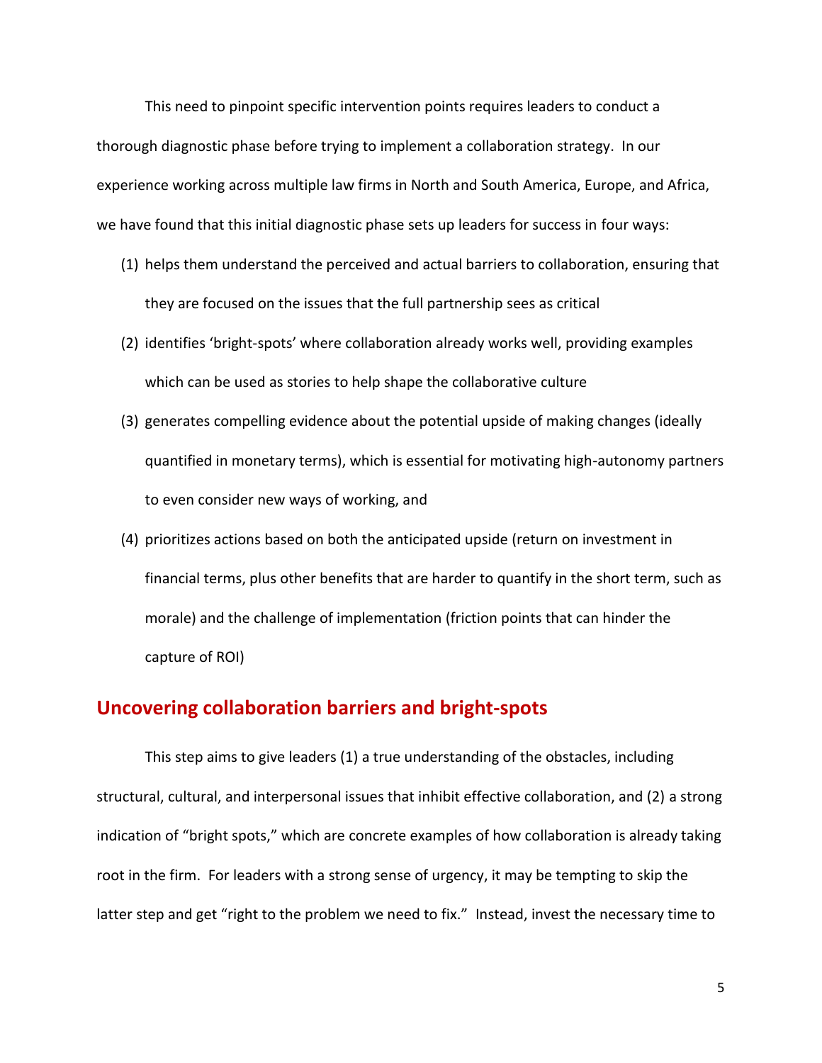This need to pinpoint specific intervention points requires leaders to conduct a thorough diagnostic phase before trying to implement a collaboration strategy. In our experience working across multiple law firms in North and South America, Europe, and Africa, we have found that this initial diagnostic phase sets up leaders for success in four ways:

(1) helps them understand the perceived and actual barriers to collaboration, ensuring that they are focused on the issues that the full partnership sees as critical

(2) identifies 'bright-spots' where collaboration already works well, providing examples which can be used as stories to help shape the collaborative culture

(3) generates compelling evidence about the potential upside of making changes (ideally quantified in monetary terms), which is essential for motivating high-autonomy partners to even consider new ways of working, and

(4) prioritizes actions based on both the anticipated upside (return on investment in financial terms, plus other benefits that are harder to quantify in the short term, such as morale) and the challenge of implementation (friction points that can hinder the capture of ROI)

## Uncovering collaboration barriers and bright-spots

This step aims to give leaders (1) a true understanding of the obstacles, including structural, cultural, and interpersonal issues that inhibit effective collaboration, and (2) a strong indication of "bright spots," which are concrete examples of how collaboration is already taking root in the firm. For leaders with a strong sense of urgency, it may be tempting to skip the latter step and get "right to the problem we need to fix." Instead, invest the necessary time to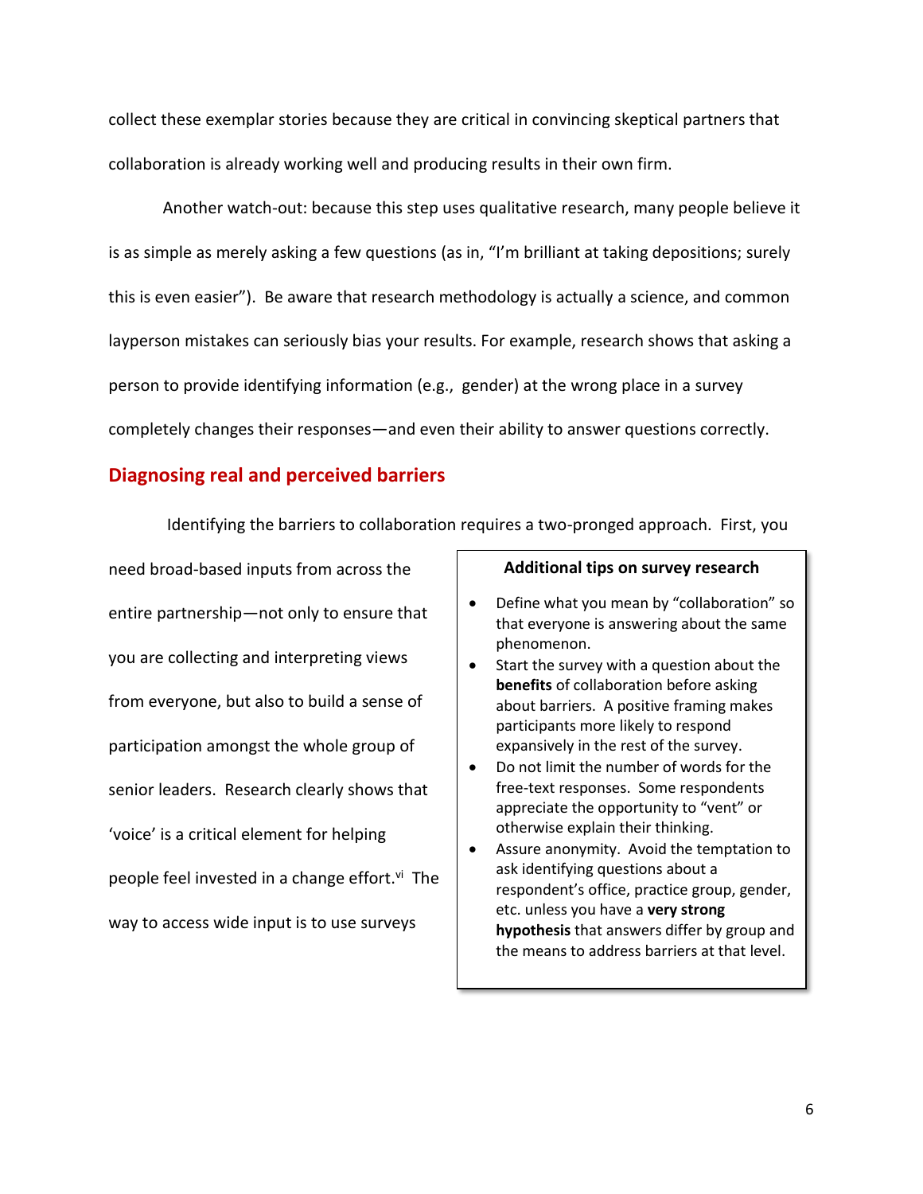collect these exemplar stories because they are critical in convincing skeptical partners that collaboration is already working well and producing results in their own firm.

Another watch-out: because this step uses qualitative research, many people believe it is as simple as merely asking a few questions (as in, "I'm brilliant at taking depositions; surely this is even easier"). Be aware that research methodology is actually a science, and common layperson mistakes can seriously bias your results. For example, research shows that asking a person to provide identifying information (e.g., gender) at the wrong place in a survey completely changes their responses—and even their ability to answer questions correctly.

## Diagnosing real and perceived barriers

Identifying the barriers to collaboration requires a two-pronged approach. First, you need broad-based inputs from across the entire partnership—not only to ensure that you are collecting and interpreting views from everyone, but also to build a sense of participation amongst the whole group of senior leaders. Research clearly shows that 'voice' is a critical element for helping people feel invested in a change effort.[vi] The way to access wide input is to use surveys

**Additional tips on survey research**

- Define what you mean by "collaboration" so that everyone is answering about the same phenomenon.
- Start the survey with a question about the **benefits** of collaboration before asking about barriers. A positive framing makes participants more likely to respond expansively in the rest of the survey.
- Do not limit the number of words for the free-text responses. Some respondents appreciate the opportunity to "vent" or otherwise explain their thinking.
- Assure anonymity. Avoid the temptation to ask identifying questions about a respondent's office, practice group, gender, etc. unless you have a **very strong hypothesis** that answers differ by group and the means to address barriers at that level.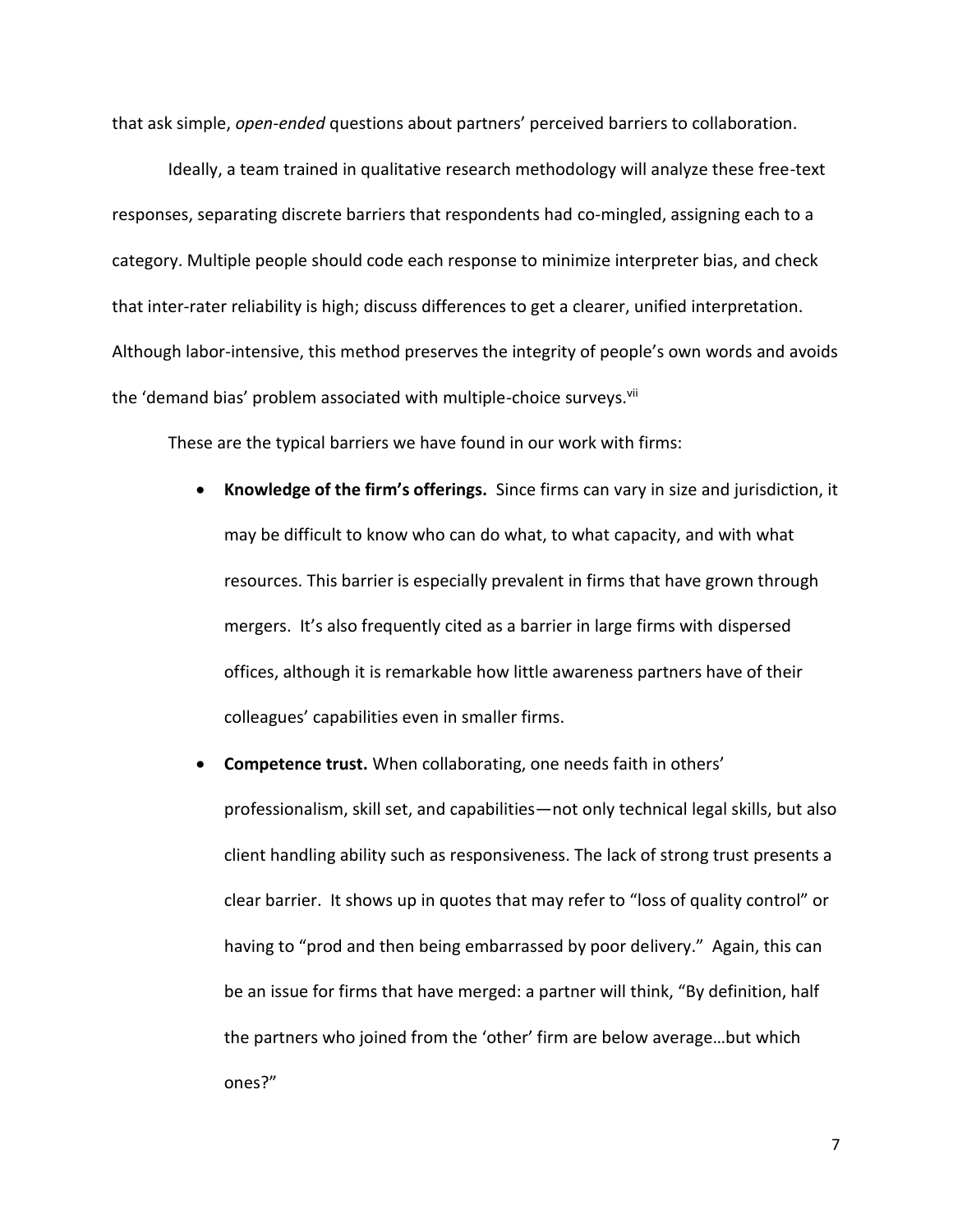that ask simple, *open-ended* questions about partners' perceived barriers to collaboration.

Ideally, a team trained in qualitative research methodology will analyze these free-text responses, separating discrete barriers that respondents had co-mingled, assigning each to a category. Multiple people should code each response to minimize interpreter bias, and check that inter-rater reliability is high; discuss differences to get a clearer, unified interpretation. Although labor-intensive, this method preserves the integrity of people's own words and avoids the 'demand bias' problem associated with multiple-choice surveys.[vii]

These are the typical barriers we have found in our work with firms:

- **Knowledge of the firm's offerings.** Since firms can vary in size and jurisdiction, it may be difficult to know who can do what, to what capacity, and with what resources. This barrier is especially prevalent in firms that have grown through mergers. It's also frequently cited as a barrier in large firms with dispersed offices, although it is remarkable how little awareness partners have of their colleagues' capabilities even in smaller firms.
- **Competence trust.** When collaborating, one needs faith in others' professionalism, skill set, and capabilities—not only technical legal skills, but also client handling ability such as responsiveness. The lack of strong trust presents a clear barrier. It shows up in quotes that may refer to "loss of quality control" or having to "prod and then being embarrassed by poor delivery." Again, this can be an issue for firms that have merged: a partner will think, "By definition, half the partners who joined from the 'other' firm are below average…but which ones?"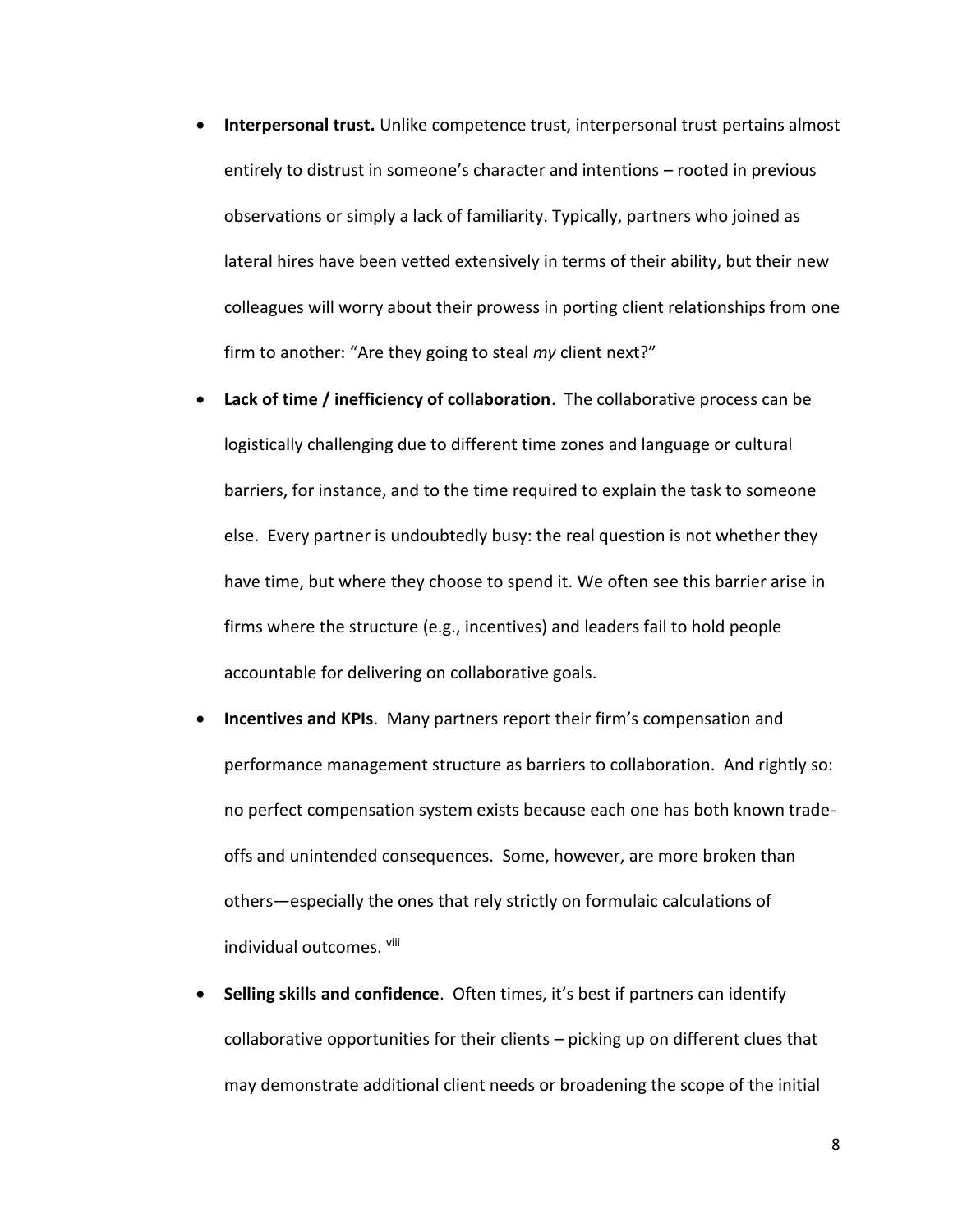- **Interpersonal trust.** Unlike competence trust, interpersonal trust pertains almost entirely to distrust in someone's character and intentions – rooted in previous observations or simply a lack of familiarity. Typically, partners who joined as lateral hires have been vetted extensively in terms of their ability, but their new colleagues will worry about their prowess in porting client relationships from one firm to another: "Are they going to steal *my* client next?"
- **Lack of time / inefficiency of collaboration**. The collaborative process can be logistically challenging due to different time zones and language or cultural barriers, for instance, and to the time required to explain the task to someone else. Every partner is undoubtedly busy: the real question is not whether they have time, but where they choose to spend it. We often see this barrier arise in firms where the structure (e.g., incentives) and leaders fail to hold people accountable for delivering on collaborative goals.
- **Incentives and KPIs**. Many partners report their firm's compensation and performance management structure as barriers to collaboration. And rightly so: no perfect compensation system exists because each one has both known trade-offs and unintended consequences. Some, however, are more broken than others—especially the ones that rely strictly on formulaic calculations of individual outcomes. [viii]
- **Selling skills and confidence**. Often times, it's best if partners can identify collaborative opportunities for their clients – picking up on different clues that may demonstrate additional client needs or broadening the scope of the initial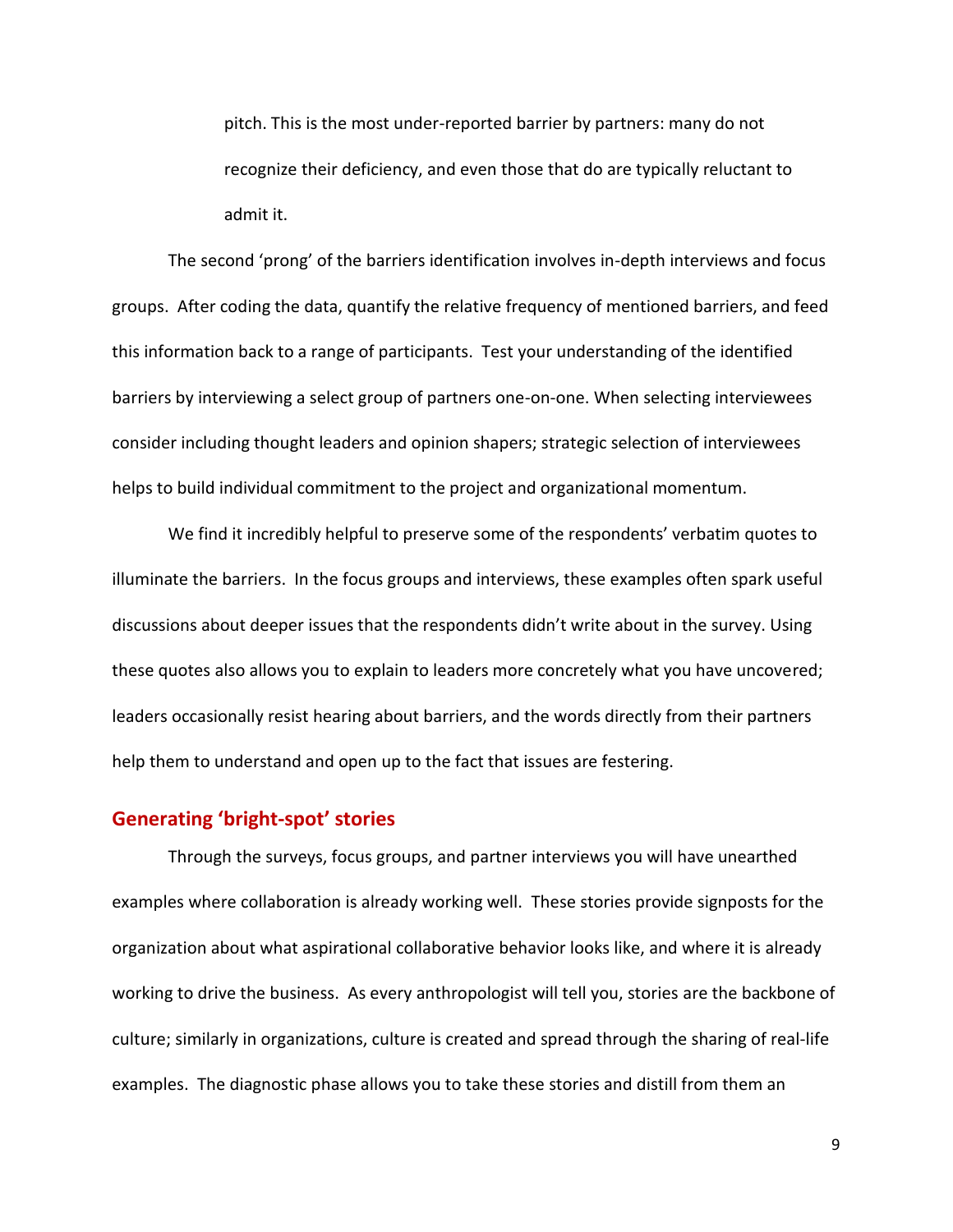pitch. This is the most under-reported barrier by partners: many do not recognize their deficiency, and even those that do are typically reluctant to admit it.

The second 'prong' of the barriers identification involves in-depth interviews and focus groups. After coding the data, quantify the relative frequency of mentioned barriers, and feed this information back to a range of participants. Test your understanding of the identified barriers by interviewing a select group of partners one-on-one. When selecting interviewees consider including thought leaders and opinion shapers; strategic selection of interviewees helps to build individual commitment to the project and organizational momentum.

We find it incredibly helpful to preserve some of the respondents' verbatim quotes to illuminate the barriers. In the focus groups and interviews, these examples often spark useful discussions about deeper issues that the respondents didn't write about in the survey. Using these quotes also allows you to explain to leaders more concretely what you have uncovered; leaders occasionally resist hearing about barriers, and the words directly from their partners help them to understand and open up to the fact that issues are festering.

## Generating 'bright-spot' stories

Through the surveys, focus groups, and partner interviews you will have unearthed examples where collaboration is already working well. These stories provide signposts for the organization about what aspirational collaborative behavior looks like, and where it is already working to drive the business. As every anthropologist will tell you, stories are the backbone of culture; similarly in organizations, culture is created and spread through the sharing of real-life examples. The diagnostic phase allows you to take these stories and distill from them an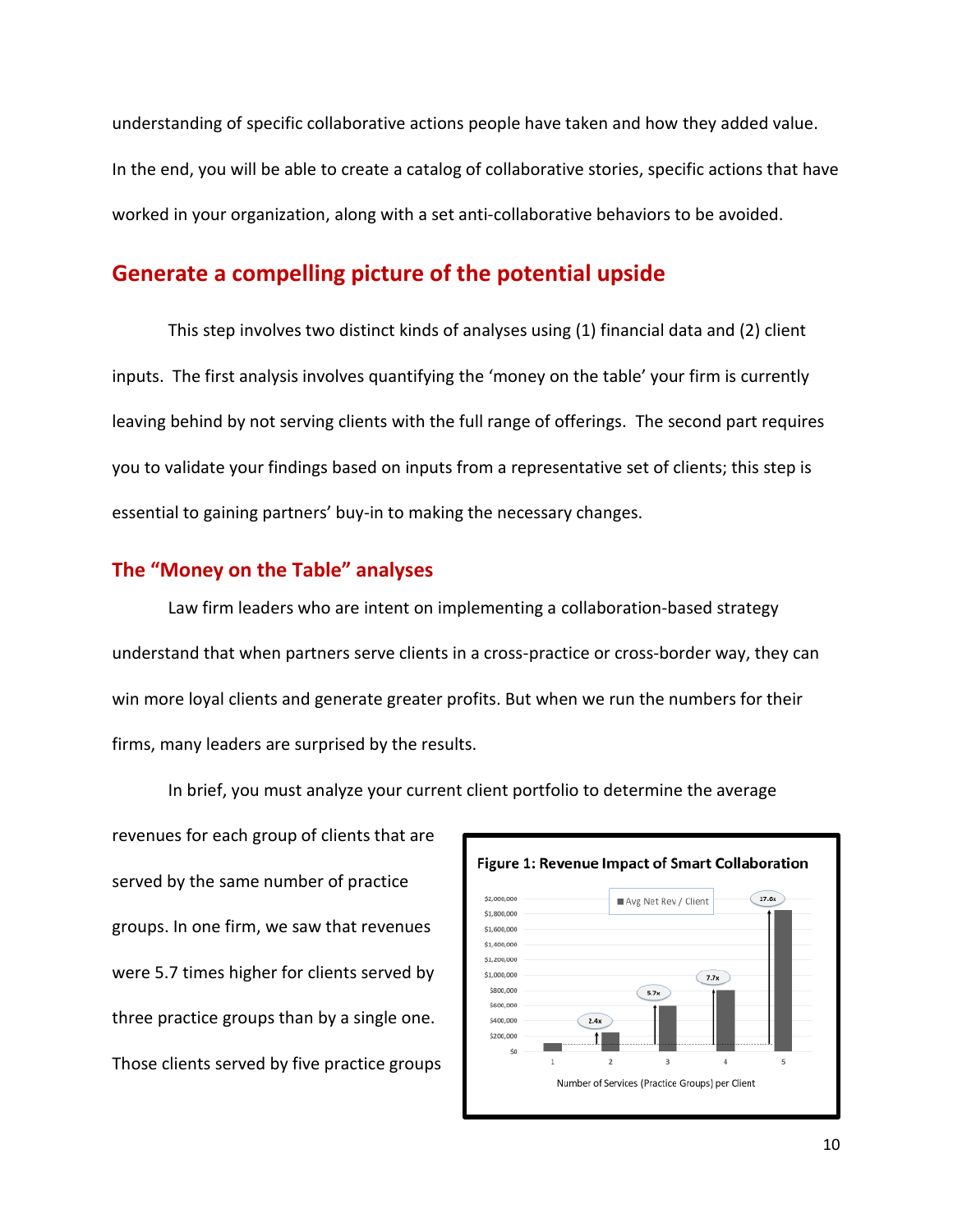understanding of specific collaborative actions people have taken and how they added value. In the end, you will be able to create a catalog of collaborative stories, specific actions that have worked in your organization, along with a set anti-collaborative behaviors to be avoided.

## Generate a compelling picture of the potential upside

This step involves two distinct kinds of analyses using (1) financial data and (2) client inputs. The first analysis involves quantifying the 'money on the table' your firm is currently leaving behind by not serving clients with the full range of offerings. The second part requires you to validate your findings based on inputs from a representative set of clients; this step is essential to gaining partners' buy-in to making the necessary changes.

### The "Money on the Table" analyses

Law firm leaders who are intent on implementing a collaboration-based strategy understand that when partners serve clients in a cross-practice or cross-border way, they can win more loyal clients and generate greater profits. But when we run the numbers for their firms, many leaders are surprised by the results.

In brief, you must analyze your current client portfolio to determine the average revenues for each group of clients that are served by the same number of practice groups. In one firm, we saw that revenues were 5.7 times higher for clients served by three practice groups than by a single one. Those clients served by five practice groups

**Figure 1: Revenue Impact of Smart Collaboration**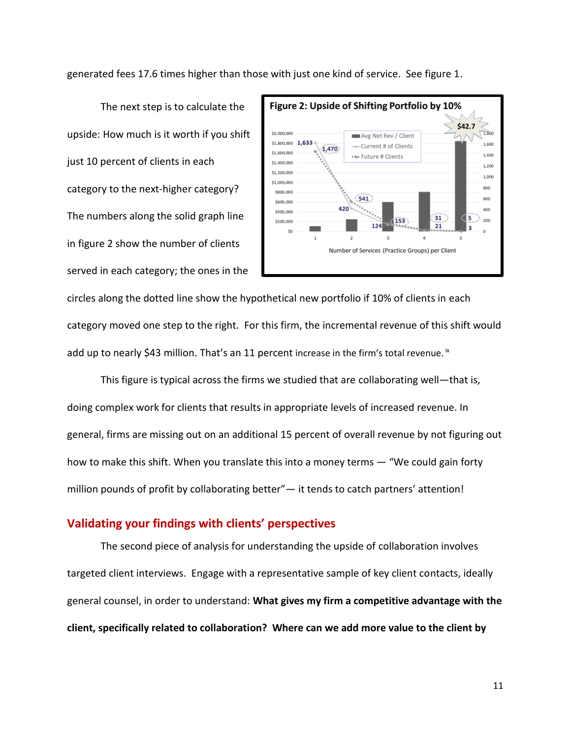generated fees 17.6 times higher than those with just one kind of service. See figure 1.

The next step is to calculate the upside: How much is it worth if you shift just 10 percent of clients in each category to the next-higher category? The numbers along the solid graph line in figure 2 show the number of clients served in each category; the ones in the circles along the dotted line show the hypothetical new portfolio if 10% of clients in each category moved one step to the right. For this firm, the incremental revenue of this shift would add up to nearly $43 million. That's an 11 percent increase in the firm's total revenue. [ix]

**Figure 2: Upside of Shifting Portfolio by 10%**

This figure is typical across the firms we studied that are collaborating well—that is, doing complex work for clients that results in appropriate levels of increased revenue. In general, firms are missing out on an additional 15 percent of overall revenue by not figuring out how to make this shift. When you translate this into a money terms — "We could gain forty million pounds of profit by collaborating better"— it tends to catch partners' attention!

## Validating your findings with clients' perspectives

The second piece of analysis for understanding the upside of collaboration involves targeted client interviews. Engage with a representative sample of key client contacts, ideally general counsel, in order to understand: **What gives my firm a competitive advantage with the client, specifically related to collaboration? Where can we add more value to the client by**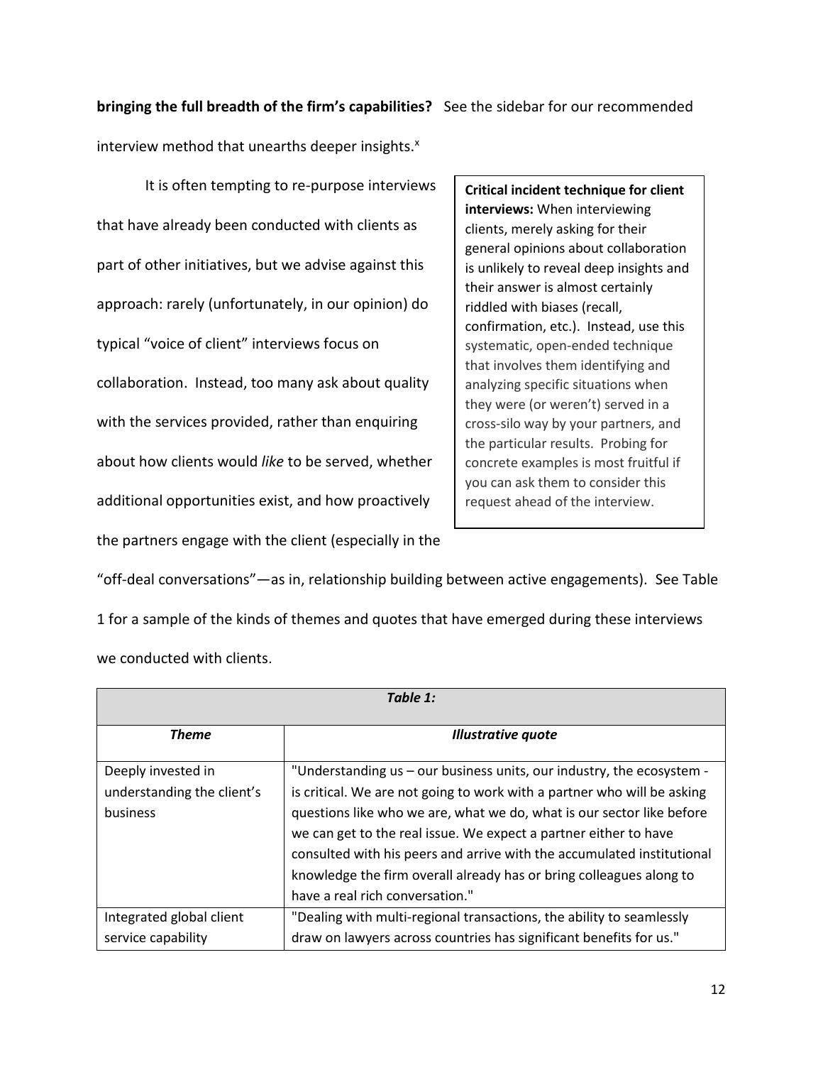**bringing the full breadth of the firm's capabilities?** See the sidebar for our recommended interview method that unearths deeper insights.[x]

It is often tempting to re-purpose interviews that have already been conducted with clients as part of other initiatives, but we advise against this approach: rarely (unfortunately, in our opinion) do typical "voice of client" interviews focus on collaboration. Instead, too many ask about quality with the services provided, rather than enquiring about how clients would *like* to be served, whether additional opportunities exist, and how proactively the partners engage with the client (especially in the "off-deal conversations"—as in, relationship building between active engagements). See Table 1 for a sample of the kinds of themes and quotes that have emerged during these interviews we conducted with clients.

> **Critical incident technique for client interviews:** When interviewing clients, merely asking for their general opinions about collaboration is unlikely to reveal deep insights and their answer is almost certainly riddled with biases (recall, confirmation, etc.). Instead, use this systematic, open-ended technique that involves them identifying and analyzing specific situations when they were (or weren't) served in a cross-silo way by your partners, and the particular results. Probing for concrete examples is most fruitful if you can ask them to consider this request ahead of the interview.

***Table 1:***

| ***Theme*** | ***Illustrative quote*** |
|---|---|
| Deeply invested in understanding the client's business | "Understanding us – our business units, our industry, the ecosystem - is critical. We are not going to work with a partner who will be asking questions like who we are, what we do, what is our sector like before we can get to the real issue. We expect a partner either to have consulted with his peers and arrive with the accumulated institutional knowledge the firm overall already has or bring colleagues along to have a real rich conversation." |
| Integrated global client service capability | "Dealing with multi-regional transactions, the ability to seamlessly draw on lawyers across countries has significant benefits for us." |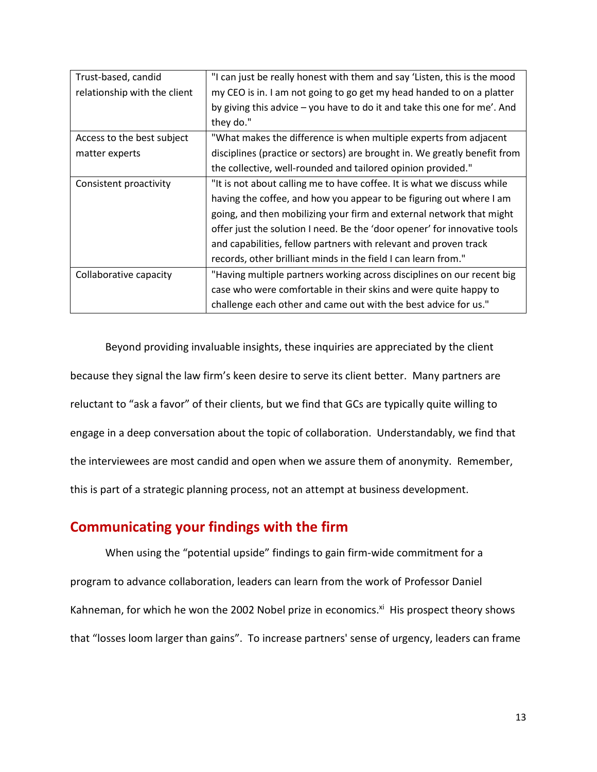| | |
|---|---|
| Trust-based, candid relationship with the client | "I can just be really honest with them and say 'Listen, this is the mood my CEO is in. I am not going to go get my head handed to on a platter by giving this advice – you have to do it and take this one for me'. And they do." |
| Access to the best subject matter experts | "What makes the difference is when multiple experts from adjacent disciplines (practice or sectors) are brought in. We greatly benefit from the collective, well-rounded and tailored opinion provided." |
| Consistent proactivity | "It is not about calling me to have coffee. It is what we discuss while having the coffee, and how you appear to be figuring out where I am going, and then mobilizing your firm and external network that might offer just the solution I need. Be the 'door opener' for innovative tools and capabilities, fellow partners with relevant and proven track records, other brilliant minds in the field I can learn from." |
| Collaborative capacity | "Having multiple partners working across disciplines on our recent big case who were comfortable in their skins and were quite happy to challenge each other and came out with the best advice for us." |

Beyond providing invaluable insights, these inquiries are appreciated by the client because they signal the law firm's keen desire to serve its client better. Many partners are reluctant to "ask a favor" of their clients, but we find that GCs are typically quite willing to engage in a deep conversation about the topic of collaboration. Understandably, we find that the interviewees are most candid and open when we assure them of anonymity. Remember, this is part of a strategic planning process, not an attempt at business development.

## Communicating your findings with the firm

When using the "potential upside" findings to gain firm-wide commitment for a program to advance collaboration, leaders can learn from the work of Professor Daniel Kahneman, for which he won the 2002 Nobel prize in economics.[xi] His prospect theory shows that "losses loom larger than gains". To increase partners' sense of urgency, leaders can frame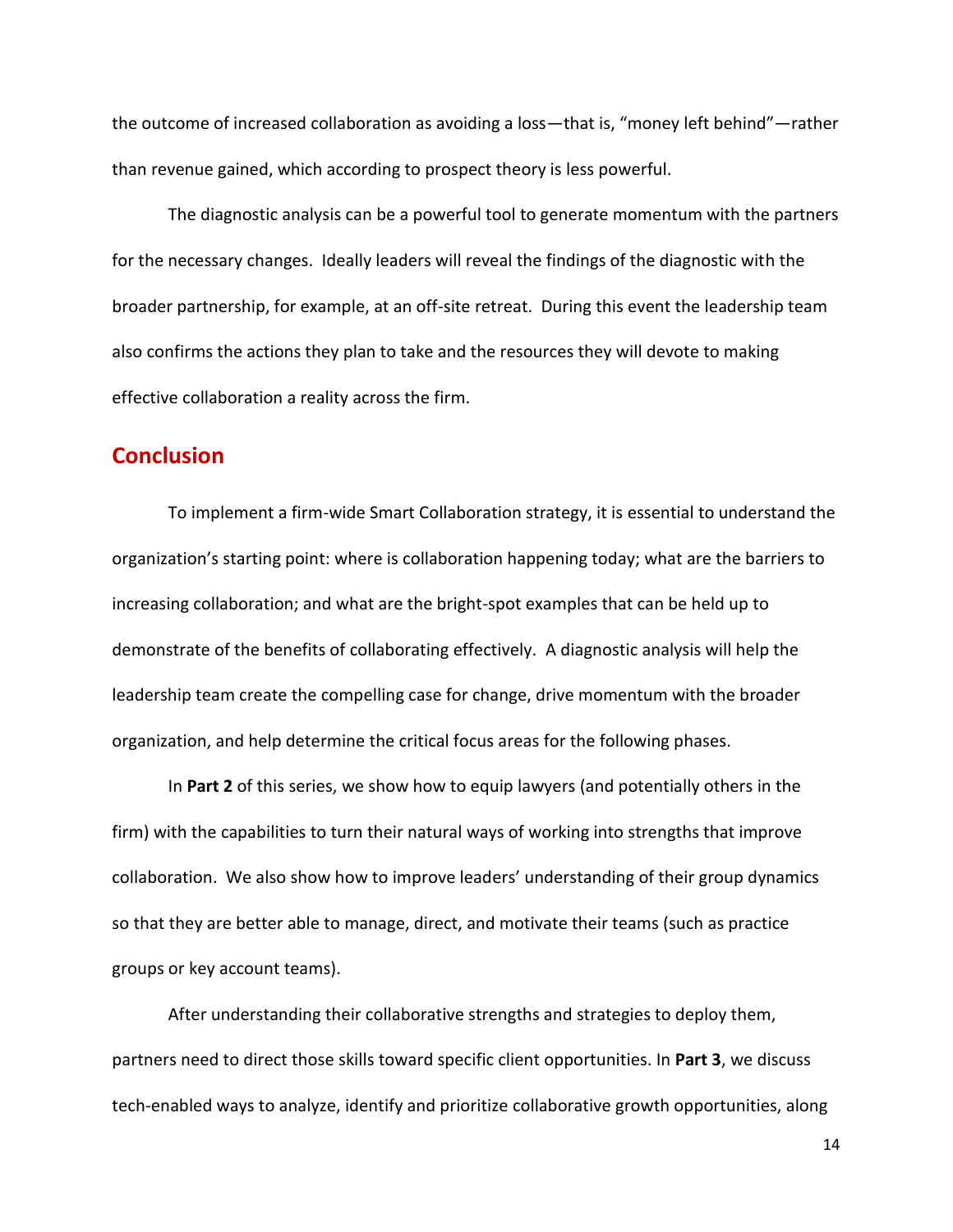the outcome of increased collaboration as avoiding a loss—that is, "money left behind"—rather than revenue gained, which according to prospect theory is less powerful.

The diagnostic analysis can be a powerful tool to generate momentum with the partners for the necessary changes. Ideally leaders will reveal the findings of the diagnostic with the broader partnership, for example, at an off-site retreat. During this event the leadership team also confirms the actions they plan to take and the resources they will devote to making effective collaboration a reality across the firm.

## Conclusion

To implement a firm-wide Smart Collaboration strategy, it is essential to understand the organization's starting point: where is collaboration happening today; what are the barriers to increasing collaboration; and what are the bright-spot examples that can be held up to demonstrate of the benefits of collaborating effectively. A diagnostic analysis will help the leadership team create the compelling case for change, drive momentum with the broader organization, and help determine the critical focus areas for the following phases.

In **Part 2** of this series, we show how to equip lawyers (and potentially others in the firm) with the capabilities to turn their natural ways of working into strengths that improve collaboration. We also show how to improve leaders' understanding of their group dynamics so that they are better able to manage, direct, and motivate their teams (such as practice groups or key account teams).

After understanding their collaborative strengths and strategies to deploy them, partners need to direct those skills toward specific client opportunities. In **Part 3**, we discuss tech-enabled ways to analyze, identify and prioritize collaborative growth opportunities, along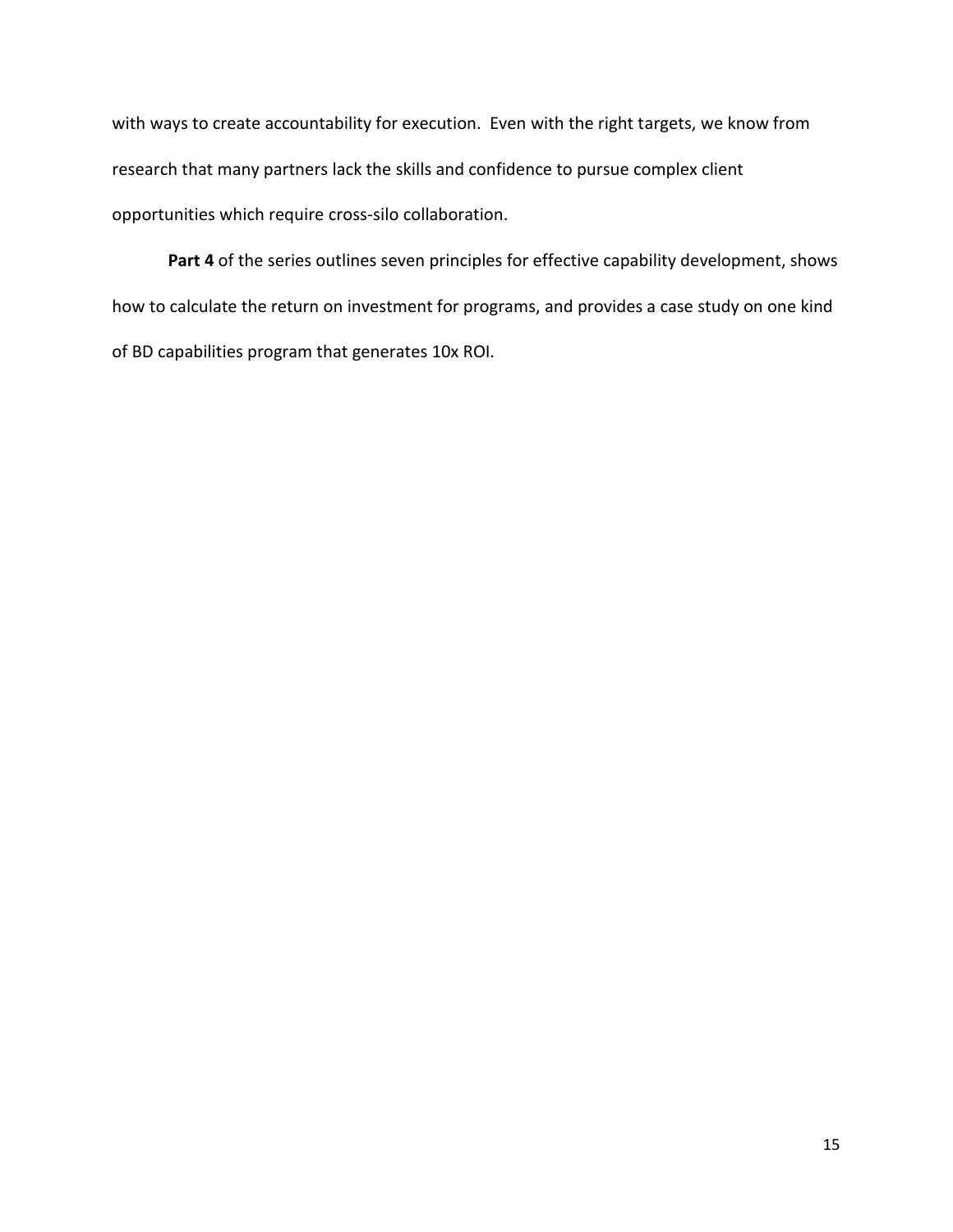with ways to create accountability for execution. Even with the right targets, we know from research that many partners lack the skills and confidence to pursue complex client opportunities which require cross-silo collaboration.

**Part 4** of the series outlines seven principles for effective capability development, shows how to calculate the return on investment for programs, and provides a case study on one kind of BD capabilities program that generates 10x ROI.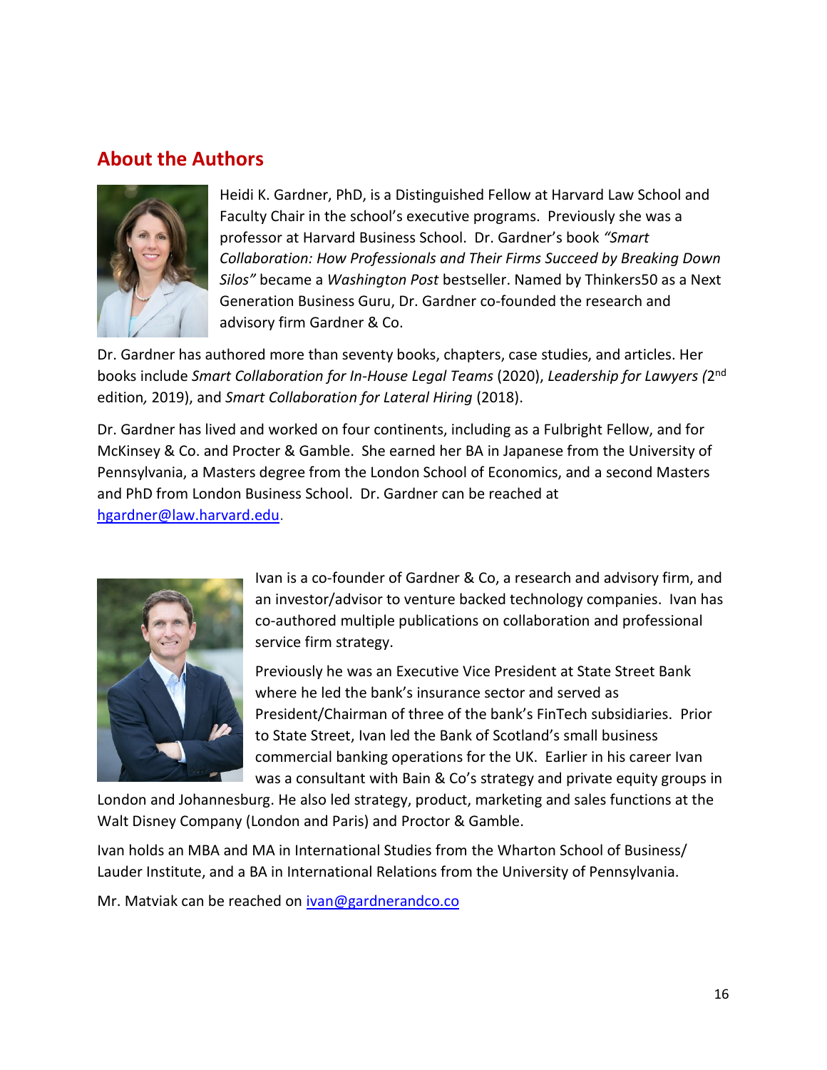## About the Authors

Heidi K. Gardner, PhD, is a Distinguished Fellow at Harvard Law School and Faculty Chair in the school's executive programs. Previously she was a professor at Harvard Business School. Dr. Gardner's book *"Smart Collaboration: How Professionals and Their Firms Succeed by Breaking Down Silos"* became a *Washington Post* bestseller. Named by Thinkers50 as a Next Generation Business Guru, Dr. Gardner co-founded the research and advisory firm Gardner & Co.

Dr. Gardner has authored more than seventy books, chapters, case studies, and articles. Her books include *Smart Collaboration for In-House Legal Teams* (2020), *Leadership for Lawyers (*2nd edition*,* 2019), and *Smart Collaboration for Lateral Hiring* (2018).

Dr. Gardner has lived and worked on four continents, including as a Fulbright Fellow, and for McKinsey & Co. and Procter & Gamble. She earned her BA in Japanese from the University of Pennsylvania, a Masters degree from the London School of Economics, and a second Masters and PhD from London Business School. Dr. Gardner can be reached at hgardner@law.harvard.edu.

Ivan is a co-founder of Gardner & Co, a research and advisory firm, and an investor/advisor to venture backed technology companies. Ivan has co-authored multiple publications on collaboration and professional service firm strategy.

Previously he was an Executive Vice President at State Street Bank where he led the bank's insurance sector and served as President/Chairman of three of the bank's FinTech subsidiaries. Prior to State Street, Ivan led the Bank of Scotland's small business commercial banking operations for the UK. Earlier in his career Ivan was a consultant with Bain & Co's strategy and private equity groups in London and Johannesburg. He also led strategy, product, marketing and sales functions at the Walt Disney Company (London and Paris) and Proctor & Gamble.

Ivan holds an MBA and MA in International Studies from the Wharton School of Business/ Lauder Institute, and a BA in International Relations from the University of Pennsylvania.

Mr. Matviak can be reached on ivan@gardnerandco.co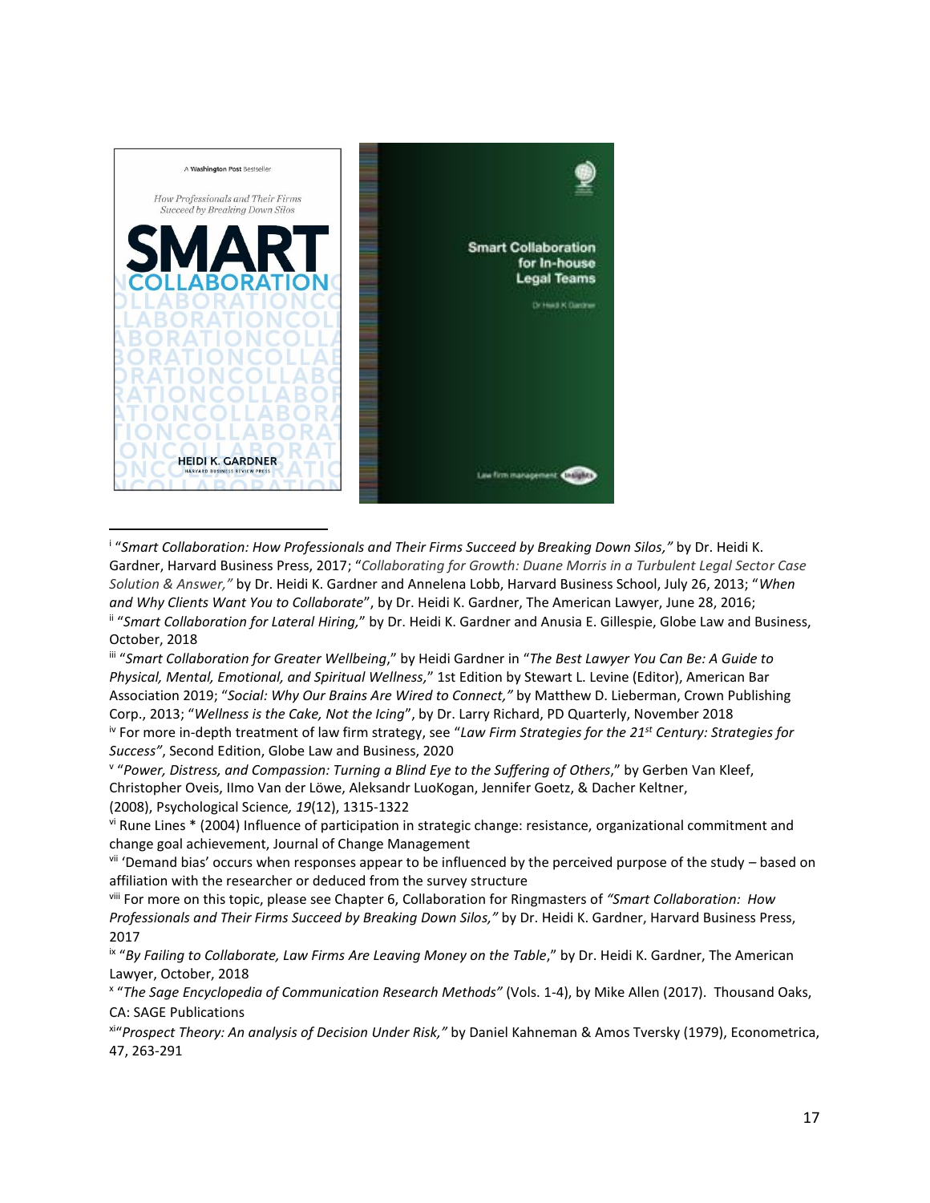i "*Smart Collaboration: How Professionals and Their Firms Succeed by Breaking Down Silos,"* by Dr. Heidi K. Gardner, Harvard Business Press, 2017; "*Collaborating for Growth: Duane Morris in a Turbulent Legal Sector Case Solution & Answer,"* by Dr. Heidi K. Gardner and Annelena Lobb, Harvard Business School, July 26, 2013; "*When and Why Clients Want You to Collaborate*", by Dr. Heidi K. Gardner, The American Lawyer, June 28, 2016;

ii "*Smart Collaboration for Lateral Hiring,*" by Dr. Heidi K. Gardner and Anusia E. Gillespie, Globe Law and Business, October, 2018

iii "*Smart Collaboration for Greater Wellbeing*," by Heidi Gardner in "*The Best Lawyer You Can Be: A Guide to Physical, Mental, Emotional, and Spiritual Wellness,*" 1st Edition by Stewart L. Levine (Editor), American Bar Association 2019; "*Social: Why Our Brains Are Wired to Connect,"* by Matthew D. Lieberman, Crown Publishing Corp., 2013; "*Wellness is the Cake, Not the Icing*", by Dr. Larry Richard, PD Quarterly, November 2018

iv For more in-depth treatment of law firm strategy, see "*Law Firm Strategies for the 21st Century: Strategies for Success"*, Second Edition, Globe Law and Business, 2020

v "*Power, Distress, and Compassion: Turning a Blind Eye to the Suffering of Others*," by Gerben Van Kleef, Christopher Oveis, Ilmo Van der Löwe, Aleksandr LuoKogan, Jennifer Goetz, & Dacher Keltner, (2008), Psychological Science*, 19*(12), 1315-1322

vi Rune Lines * (2004) Influence of participation in strategic change: resistance, organizational commitment and change goal achievement, Journal of Change Management

vii 'Demand bias' occurs when responses appear to be influenced by the perceived purpose of the study – based on affiliation with the researcher or deduced from the survey structure

viii For more on this topic, please see Chapter 6, Collaboration for Ringmasters of *"Smart Collaboration: How Professionals and Their Firms Succeed by Breaking Down Silos,"* by Dr. Heidi K. Gardner, Harvard Business Press, 2017

ix "*By Failing to Collaborate, Law Firms Are Leaving Money on the Table*," by Dr. Heidi K. Gardner, The American Lawyer, October, 2018

x "*The Sage Encyclopedia of Communication Research Methods"* (Vols. 1-4), by Mike Allen (2017). Thousand Oaks, CA: SAGE Publications

xi"*Prospect Theory: An analysis of Decision Under Risk,"* by Daniel Kahneman & Amos Tversky (1979), Econometrica, 47, 263-291